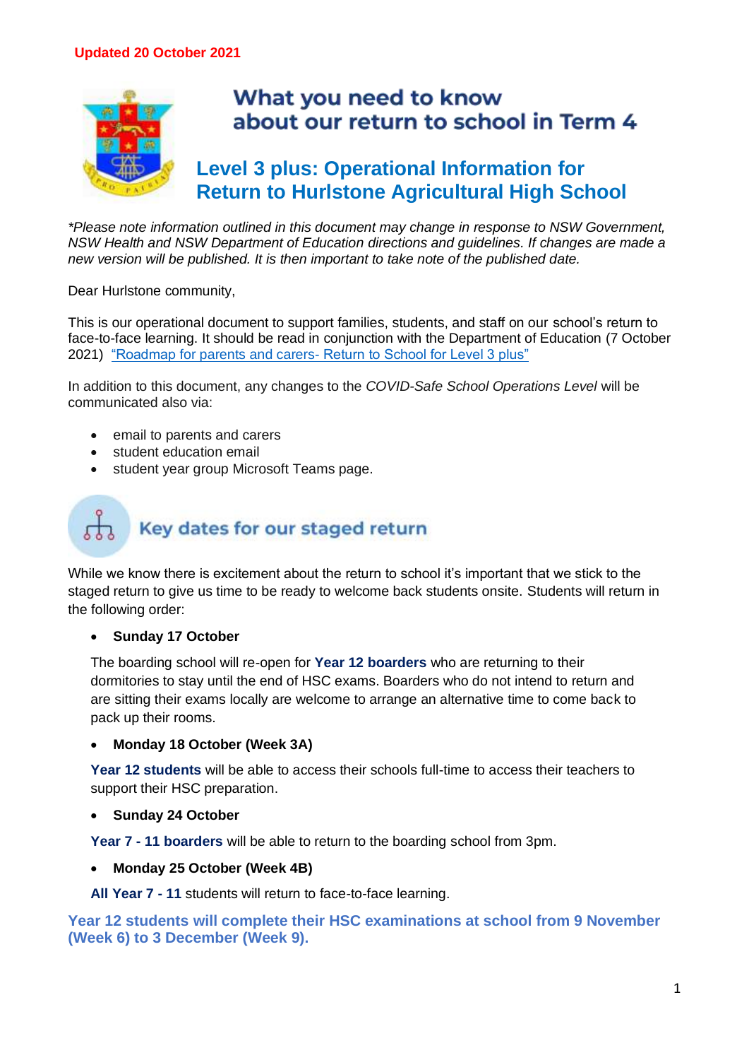**Updated 20 October 2021**

# What you need to know about our return to school in Term 4

## Level 3 plus: Operational Information for Return to Hurlstone Agricultural High School

*\*Please note information outlined in this document may change in response to NSW Government, NSW Health and NSW Department of Education directions and guidelines. If changes are made a new version will be published. It is then important to take note of the published date.*

Dear Hurlstone community,

This is our operational document to support families, students, and staff on our school's return to face-to-face learning. It should be read in conjunction with the Department of Education (7 October 2021) "Roadmap for parents and carers- Return to School for Level 3 plus"

In addition to this document, any changes to the *COVID-Safe School Operations Level* will be communicated also via:

- email to parents and carers
- student education email
- student year group Microsoft Teams page.

## Key dates for our staged return

While we know there is excitement about the return to school it's important that we stick to the staged return to give us time to be ready to welcome back students onsite. Students will return in the following order:

- **Sunday 17 October**

  The boarding school will re-open for **Year 12 boarders** who are returning to their dormitories to stay until the end of HSC exams. Boarders who do not intend to return and are sitting their exams locally are welcome to arrange an alternative time to come back to pack up their rooms.

- **Monday 18 October (Week 3A)**

  **Year 12 students** will be able to access their schools full-time to access their teachers to support their HSC preparation.

- **Sunday 24 October**

  **Year 7 - 11 boarders** will be able to return to the boarding school from 3pm.

- **Monday 25 October (Week 4B)**

  **All Year 7 - 11** students will return to face-to-face learning.

**Year 12 students will complete their HSC examinations at school from 9 November (Week 6) to 3 December (Week 9).**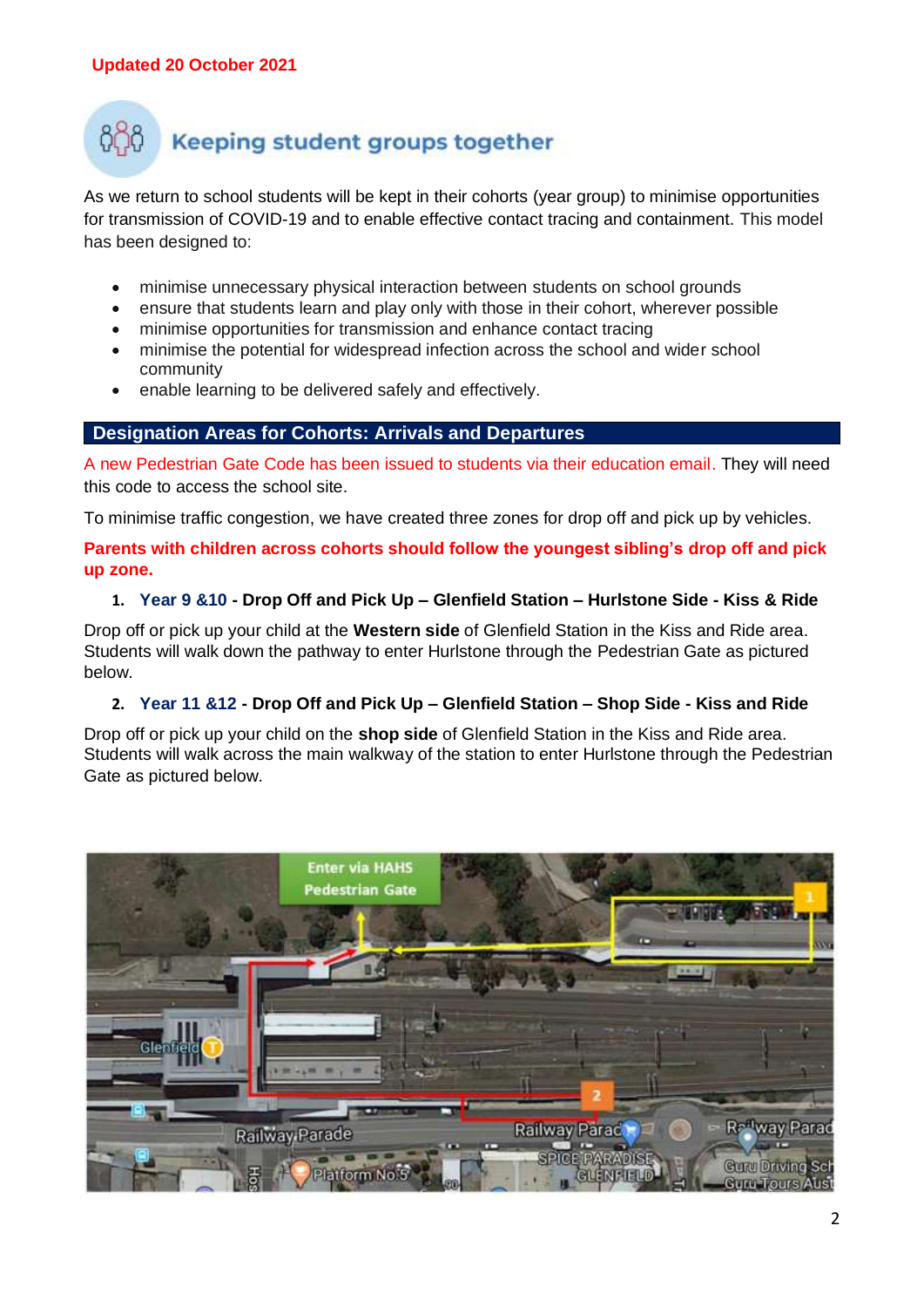Updated 20 October 2021

## Keeping student groups together

As we return to school students will be kept in their cohorts (year group) to minimise opportunities for transmission of COVID-19 and to enable effective contact tracing and containment. This model has been designed to:

- minimise unnecessary physical interaction between students on school grounds
- ensure that students learn and play only with those in their cohort, wherever possible
- minimise opportunities for transmission and enhance contact tracing
- minimise the potential for widespread infection across the school and wider school community
- enable learning to be delivered safely and effectively.

## Designation Areas for Cohorts: Arrivals and Departures

A new Pedestrian Gate Code has been issued to students via their education email. They will need this code to access the school site.

To minimise traffic congestion, we have created three zones for drop off and pick up by vehicles.

**Parents with children across cohorts should follow the youngest sibling's drop off and pick up zone.**

1. **Year 9 &10 - Drop Off and Pick Up – Glenfield Station – Hurlstone Side - Kiss & Ride**

Drop off or pick up your child at the **Western side** of Glenfield Station in the Kiss and Ride area. Students will walk down the pathway to enter Hurlstone through the Pedestrian Gate as pictured below.

2. **Year 11 &12 - Drop Off and Pick Up – Glenfield Station – Shop Side - Kiss and Ride**

Drop off or pick up your child on the **shop side** of Glenfield Station in the Kiss and Ride area. Students will walk across the main walkway of the station to enter Hurlstone through the Pedestrian Gate as pictured below.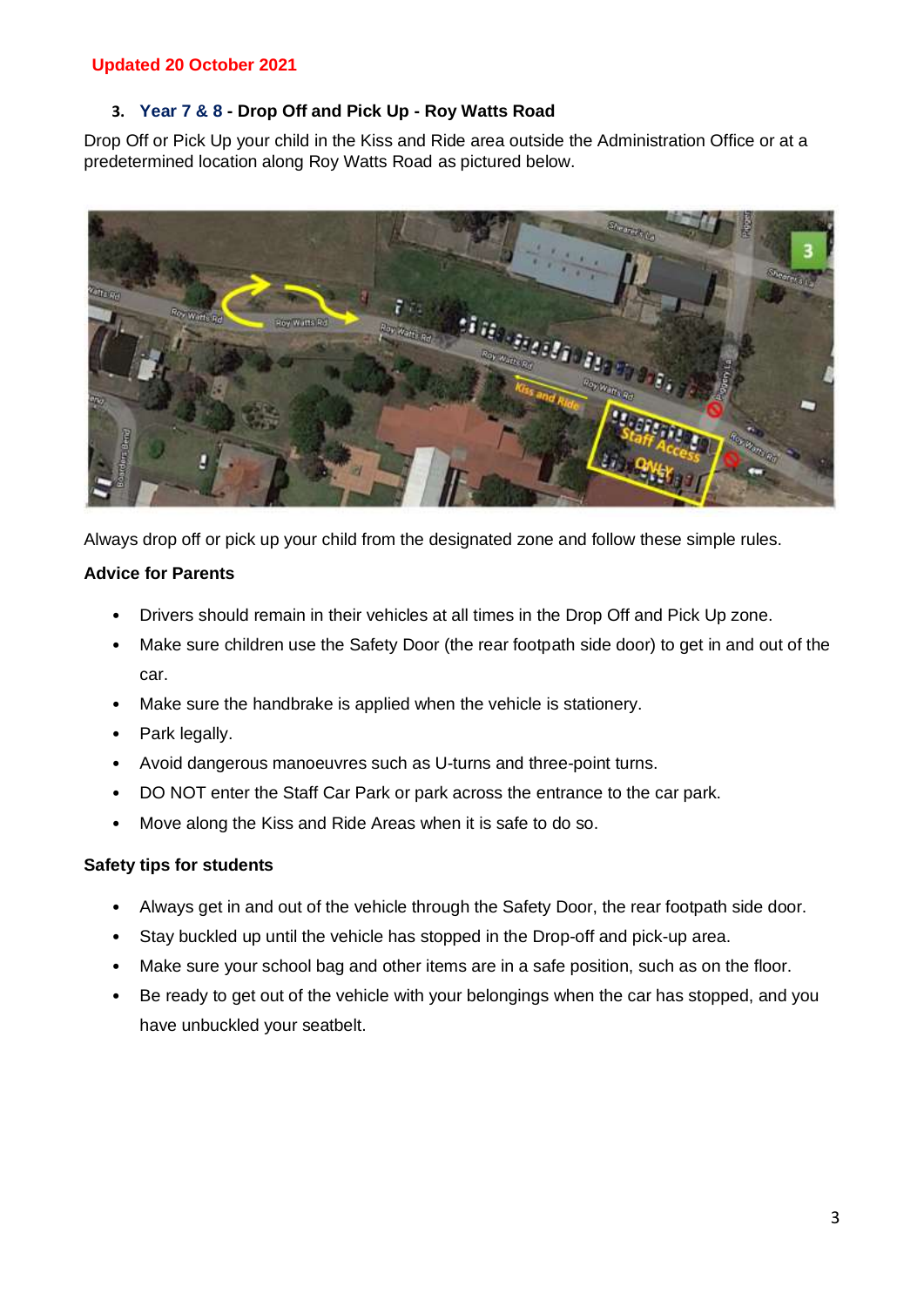Updated 20 October 2021

### 3. Year 7 & 8 - Drop Off and Pick Up - Roy Watts Road

Drop Off or Pick Up your child in the Kiss and Ride area outside the Administration Office or at a predetermined location along Roy Watts Road as pictured below.

Always drop off or pick up your child from the designated zone and follow these simple rules.

**Advice for Parents**

- Drivers should remain in their vehicles at all times in the Drop Off and Pick Up zone.
- Make sure children use the Safety Door (the rear footpath side door) to get in and out of the car.
- Make sure the handbrake is applied when the vehicle is stationery.
- Park legally.
- Avoid dangerous manoeuvres such as U-turns and three-point turns.
- DO NOT enter the Staff Car Park or park across the entrance to the car park.
- Move along the Kiss and Ride Areas when it is safe to do so.

**Safety tips for students**

- Always get in and out of the vehicle through the Safety Door, the rear footpath side door.
- Stay buckled up until the vehicle has stopped in the Drop-off and pick-up area.
- Make sure your school bag and other items are in a safe position, such as on the floor.
- Be ready to get out of the vehicle with your belongings when the car has stopped, and you have unbuckled your seatbelt.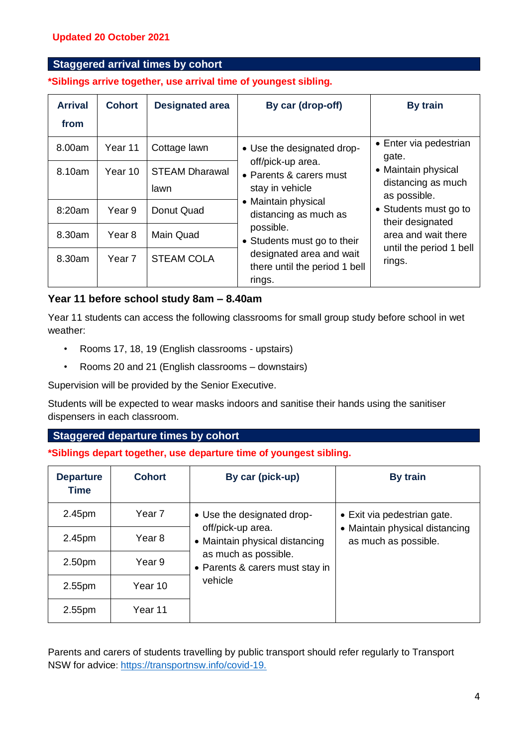**Updated 20 October 2021**

## Staggered arrival times by cohort

**\*Siblings arrive together, use arrival time of youngest sibling.**

| Arrival from | Cohort | Designated area | By car (drop-off) | By train |
|---|---|---|---|---|
| 8.00am | Year 11 | Cottage lawn | • Use the designated drop-off/pick-up area.<br>• Parents & carers must stay in vehicle<br>• Maintain physical distancing as much as possible.<br>• Students must go to their designated area and wait there until the period 1 bell rings. | • Enter via pedestrian gate.<br>• Maintain physical distancing as much as possible.<br>• Students must go to their designated area and wait there until the period 1 bell rings. |
| 8.10am | Year 10 | STEAM Dharawal lawn | | |
| 8:20am | Year 9 | Donut Quad | | |
| 8.30am | Year 8 | Main Quad | | |
| 8.30am | Year 7 | STEAM COLA | | |

### Year 11 before school study 8am – 8.40am

Year 11 students can access the following classrooms for small group study before school in wet weather:

- Rooms 17, 18, 19 (English classrooms - upstairs)
- Rooms 20 and 21 (English classrooms – downstairs)

Supervision will be provided by the Senior Executive.

Students will be expected to wear masks indoors and sanitise their hands using the sanitiser dispensers in each classroom.

## Staggered departure times by cohort

**\*Siblings depart together, use departure time of youngest sibling.**

| Departure Time | Cohort | By car (pick-up) | By train |
|---|---|---|---|
| 2.45pm | Year 7 | • Use the designated drop-off/pick-up area.<br>• Maintain physical distancing as much as possible.<br>• Parents & carers must stay in vehicle | • Exit via pedestrian gate.<br>• Maintain physical distancing as much as possible. |
| 2.45pm | Year 8 | | |
| 2.50pm | Year 9 | | |
| 2.55pm | Year 10 | | |
| 2.55pm | Year 11 | | |

Parents and carers of students travelling by public transport should refer regularly to Transport NSW for advice: [https://transportnsw.info/covid-19.](https://transportnsw.info/covid-19)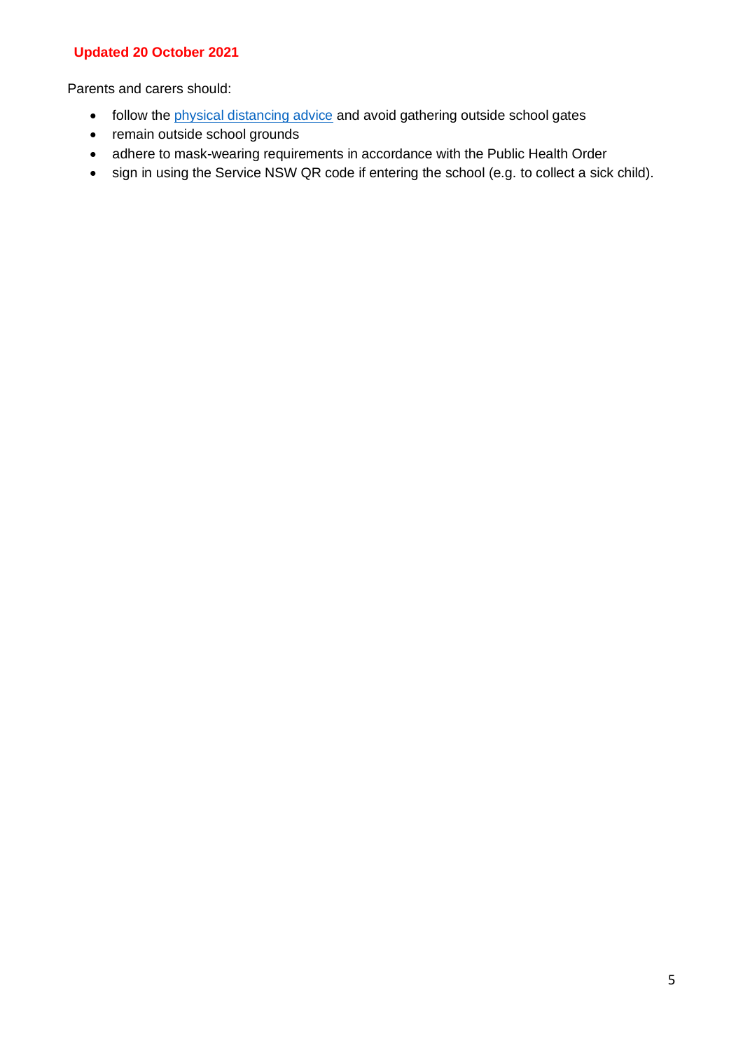**Updated 20 October 2021**

Parents and carers should:

- follow the [physical distancing advice] and avoid gathering outside school gates
- remain outside school grounds
- adhere to mask-wearing requirements in accordance with the Public Health Order
- sign in using the Service NSW QR code if entering the school (e.g. to collect a sick child).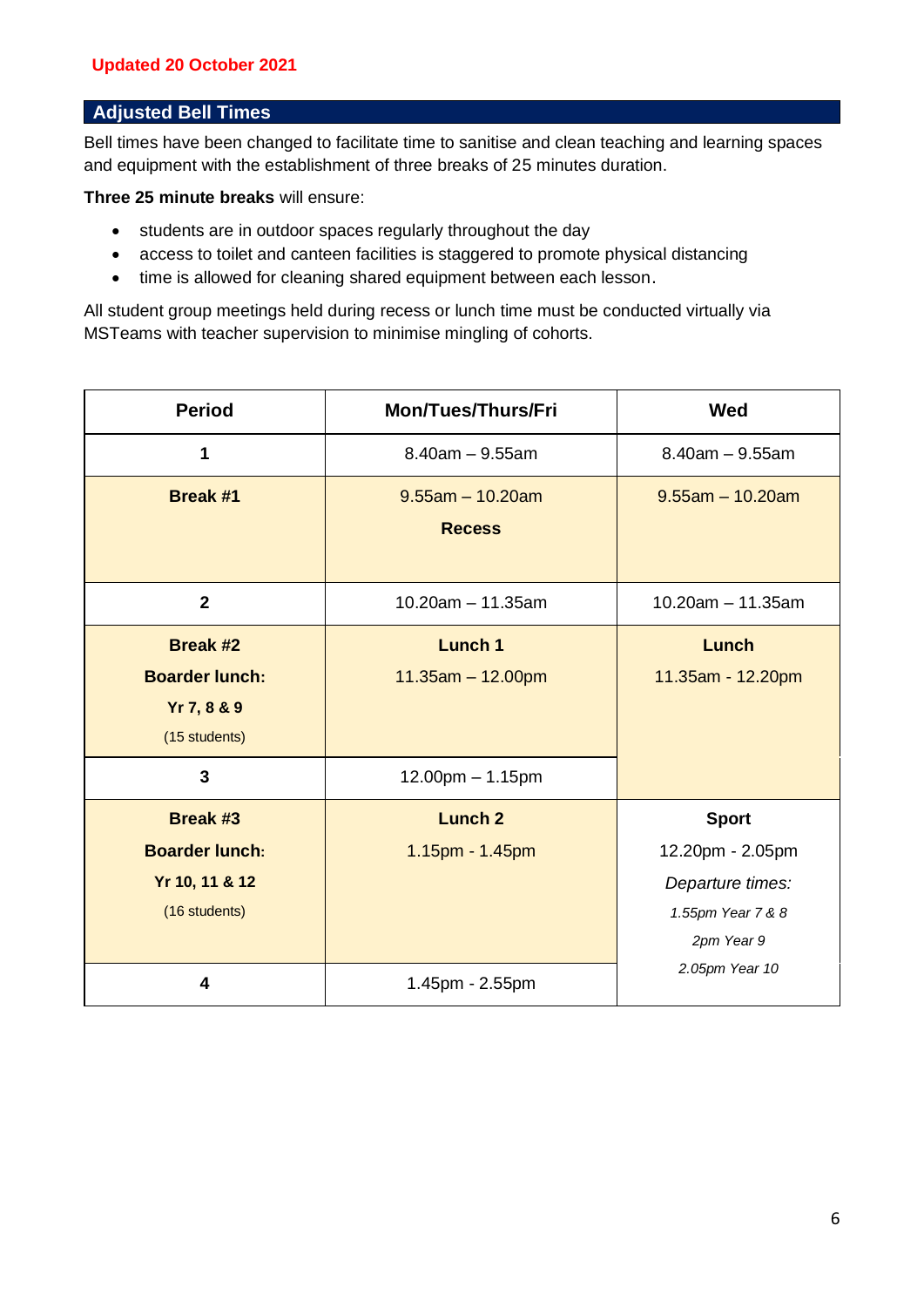**Updated 20 October 2021**

## Adjusted Bell Times

Bell times have been changed to facilitate time to sanitise and clean teaching and learning spaces and equipment with the establishment of three breaks of 25 minutes duration.

**Three 25 minute breaks** will ensure:

- students are in outdoor spaces regularly throughout the day
- access to toilet and canteen facilities is staggered to promote physical distancing
- time is allowed for cleaning shared equipment between each lesson.

All student group meetings held during recess or lunch time must be conducted virtually via MSTeams with teacher supervision to minimise mingling of cohorts.

| Period | Mon/Tues/Thurs/Fri | Wed |
|---|---|---|
| 1 | 8.40am – 9.55am | 8.40am – 9.55am |
| **Break #1** | 9.55am – 10.20am **Recess** | 9.55am – 10.20am |
| 2 | 10.20am – 11.35am | 10.20am – 11.35am |
| **Break #2** **Boarder lunch: Yr 7, 8 & 9** (15 students) | **Lunch 1** 11.35am – 12.00pm | **Lunch** 11.35am - 12.20pm |
| 3 | 12.00pm – 1.15pm | |
| **Break #3** **Boarder lunch: Yr 10, 11 & 12** (16 students) | **Lunch 2** 1.15pm - 1.45pm | **Sport** 12.20pm - 2.05pm *Departure times:* *1.55pm Year 7 & 8* *2pm Year 9* *2.05pm Year 10* |
| 4 | 1.45pm - 2.55pm | |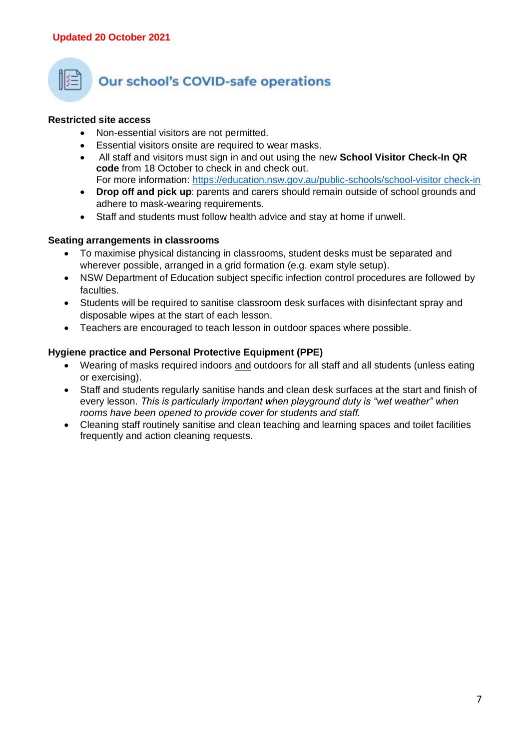**Updated 20 October 2021**

## Our school's COVID-safe operations

**Restricted site access**

- Non-essential visitors are not permitted.
- Essential visitors onsite are required to wear masks.
- All staff and visitors must sign in and out using the new **School Visitor Check-In QR code** from 18 October to check in and check out.
  For more information: [https://education.nsw.gov.au/public-schools/school-visitor check-in](https://education.nsw.gov.au/public-schools/school-visitor-check-in)
- **Drop off and pick up**: parents and carers should remain outside of school grounds and adhere to mask-wearing requirements.
- Staff and students must follow health advice and stay at home if unwell.

**Seating arrangements in classrooms**

- To maximise physical distancing in classrooms, student desks must be separated and wherever possible, arranged in a grid formation (e.g. exam style setup).
- NSW Department of Education subject specific infection control procedures are followed by faculties.
- Students will be required to sanitise classroom desk surfaces with disinfectant spray and disposable wipes at the start of each lesson.
- Teachers are encouraged to teach lesson in outdoor spaces where possible.

**Hygiene practice and Personal Protective Equipment (PPE)**

- Wearing of masks required indoors <u>and</u> outdoors for all staff and all students (unless eating or exercising).
- Staff and students regularly sanitise hands and clean desk surfaces at the start and finish of every lesson. *This is particularly important when playground duty is "wet weather" when rooms have been opened to provide cover for students and staff.*
- Cleaning staff routinely sanitise and clean teaching and learning spaces and toilet facilities frequently and action cleaning requests.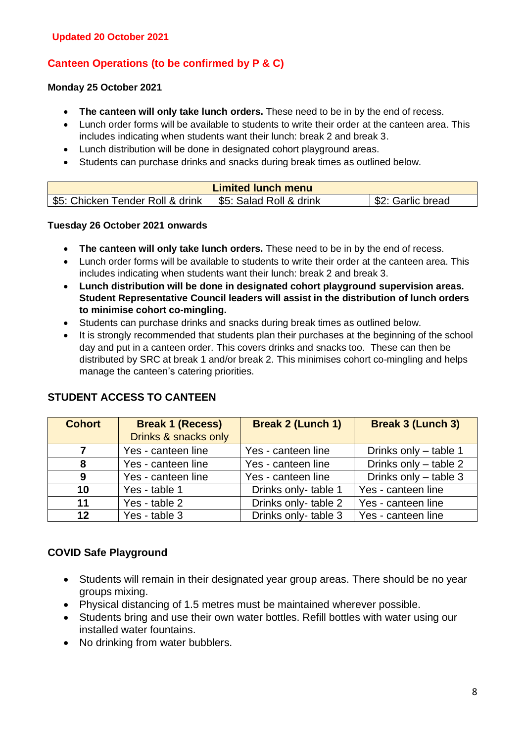**Updated 20 October 2021**

## Canteen Operations (to be confirmed by P & C)

**Monday 25 October 2021**

- **The canteen will only take lunch orders.** These need to be in by the end of recess.
- Lunch order forms will be available to students to write their order at the canteen area. This includes indicating when students want their lunch: break 2 and break 3.
- Lunch distribution will be done in designated cohort playground areas.
- Students can purchase drinks and snacks during break times as outlined below.

| **Limited lunch menu** | | |
|---|---|---|
| $5: Chicken Tender Roll & drink | $5: Salad Roll & drink | $2: Garlic bread |

**Tuesday 26 October 2021 onwards**

- **The canteen will only take lunch orders.** These need to be in by the end of recess.
- Lunch order forms will be available to students to write their order at the canteen area. This includes indicating when students want their lunch: break 2 and break 3.
- **Lunch distribution will be done in designated cohort playground supervision areas. Student Representative Council leaders will assist in the distribution of lunch orders to minimise cohort co-mingling.**
- Students can purchase drinks and snacks during break times as outlined below.
- It is strongly recommended that students plan their purchases at the beginning of the school day and put in a canteen order. This covers drinks and snacks too. These can then be distributed by SRC at break 1 and/or break 2. This minimises cohort co-mingling and helps manage the canteen's catering priorities.

### STUDENT ACCESS TO CANTEEN

| **Cohort** | **Break 1 (Recess)** Drinks & snacks only | **Break 2 (Lunch 1)** | **Break 3 (Lunch 3)** |
|---|---|---|---|
| **7** | Yes - canteen line | Yes - canteen line | Drinks only – table 1 |
| **8** | Yes - canteen line | Yes - canteen line | Drinks only – table 2 |
| **9** | Yes - canteen line | Yes - canteen line | Drinks only – table 3 |
| **10** | Yes - table 1 | Drinks only- table 1 | Yes - canteen line |
| **11** | Yes - table 2 | Drinks only- table 2 | Yes - canteen line |
| **12** | Yes - table 3 | Drinks only- table 3 | Yes - canteen line |

### COVID Safe Playground

- Students will remain in their designated year group areas. There should be no year groups mixing.
- Physical distancing of 1.5 metres must be maintained wherever possible.
- Students bring and use their own water bottles. Refill bottles with water using our installed water fountains.
- No drinking from water bubblers.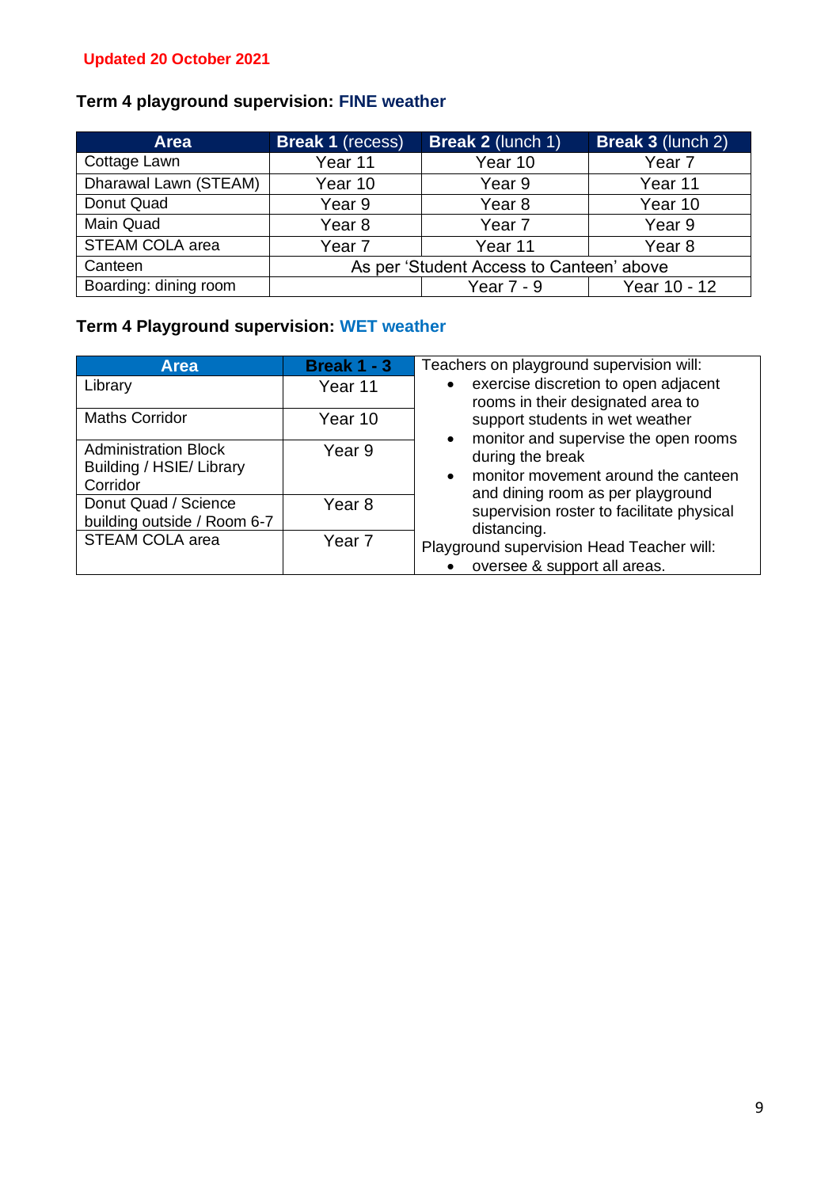**Updated 20 October 2021**

## Term 4 playground supervision: FINE weather

| Area | Break 1 (recess) | Break 2 (lunch 1) | Break 3 (lunch 2) |
|---|---|---|---|
| Cottage Lawn | Year 11 | Year 10 | Year 7 |
| Dharawal Lawn (STEAM) | Year 10 | Year 9 | Year 11 |
| Donut Quad | Year 9 | Year 8 | Year 10 |
| Main Quad | Year 8 | Year 7 | Year 9 |
| STEAM COLA area | Year 7 | Year 11 | Year 8 |
| Canteen | As per 'Student Access to Canteen' above | | |
| Boarding: dining room | | Year 7 - 9 | Year 10 - 12 |

## Term 4 Playground supervision: WET weather

| Area | Break 1 - 3 |
|---|---|
| Library | Year 11 |
| Maths Corridor | Year 10 |
| Administration Block Building / HSIE/ Library Corridor | Year 9 |
| Donut Quad / Science building outside / Room 6-7 | Year 8 |
| STEAM COLA area | Year 7 |

Teachers on playground supervision will:

- exercise discretion to open adjacent rooms in their designated area to support students in wet weather
- monitor and supervise the open rooms during the break
- monitor movement around the canteen and dining room as per playground supervision roster to facilitate physical distancing.

Playground supervision Head Teacher will:

- oversee & support all areas.